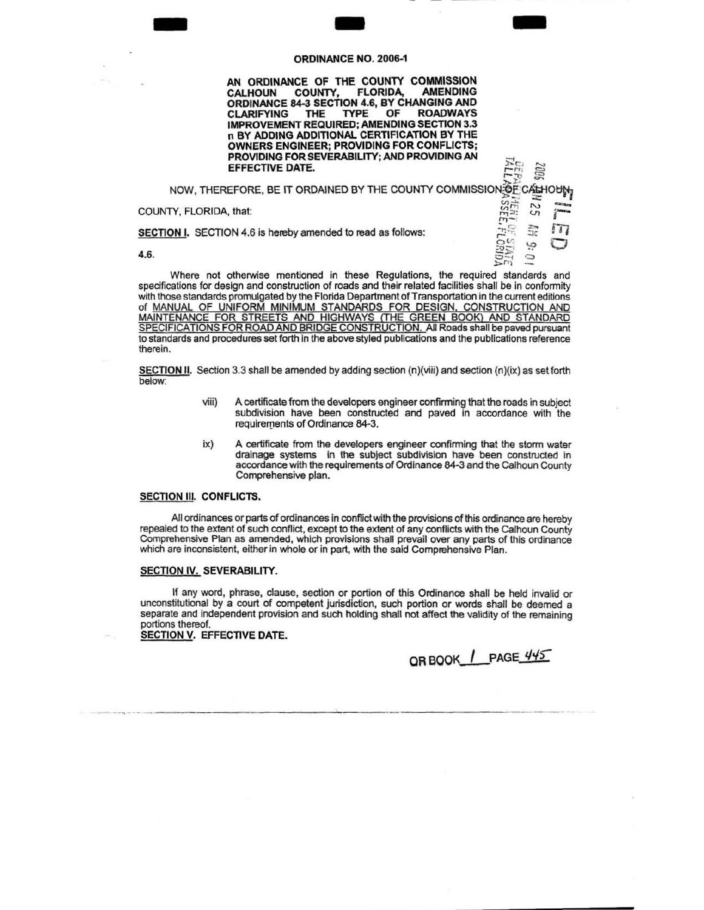# ORDINANCE NO. 2006-1

**AN ORDINANCE OF THE COUNTY COMMISSION CALHOUN COUNTY, FLORIDA, AMENDING ORDINANCE 84-3 SECTION 4.6, BY CHANGING AND CLARIFYING THE TYPE OF ROADWAYS IMPROVEMENT REQUIRED; AMENDING SECTION 3.3 n BY ADDING ADDITIONAL CERTIFICATION BY THE OWNERS ENGINEER; PROVIDING FOR CONFLICTS; PROVIDING FOR SEVERABILITY; AND PROVIDING AN EFFECTIVE DATE.**

NOW, THEREFORE, BE IT ORDAINED BY THE COUNTY COMMISSION OF CALHOUN COUNTY, FLORIDA, that:

**SECTION I.** SECTION 4.6 is hereby amended to read as follows:

4.6.

Where not otherwise mentioned in these Regulations, the required standards and specifications for design and construction of roads and their related facilities shall be in conformity with those standards promulgated by the Florida Department of Transportation in the current editions of MANUAL OF UNIFORM MINIMUM STANDARDS FOR DESIGN, CONSTRUCTION AND MAINTENANCE FOR STREETS AND HIGHWAYS (THE GREEN BOOK) AND STANDARD SPECIFICATIONS FOR ROAD AND BRIDGE CONSTRUCTION. All Roads shall be paved pursuant to standards and procedures set forth in the above styled publications and the publications reference therein.

**SECTION II.** Section 3.3 shall be amended by adding section (n)(viii) and section (n)(ix) as set forth below:

viii) A certificate from the developers engineer confirming that the roads in subject subdivision have been constructed and paved in accordance with the requirements of Ordinance 84-3.

ix) A certificate from the developers engineer confirming that the storm water drainage systems in the subject subdivision have been constructed in accordance with the requirements of Ordinance 84-3 and the Calhoun County Comprehensive plan.

**SECTION III. CONFLICTS.**

All ordinances or parts of ordinances in conflict with the provisions of this ordinance are hereby repealed to the extent of such conflict, except to the extent of any conflicts with the Calhoun County Comprehensive Plan as amended, which provisions shall prevail over any parts of this ordinance which are inconsistent, either in whole or in part, with the said Comprehensive Plan.

**SECTION IV. SEVERABILITY.**

If any word, phrase, clause, section or portion of this Ordinance shall be held invalid or unconstitutional by a court of competent jurisdiction, such portion or words shall be deemed a separate and independent provision and such holding shall not affect the validity of the remaining portions thereof.

**SECTION V. EFFECTIVE DATE.**

OR BOOK 1 PAGE 445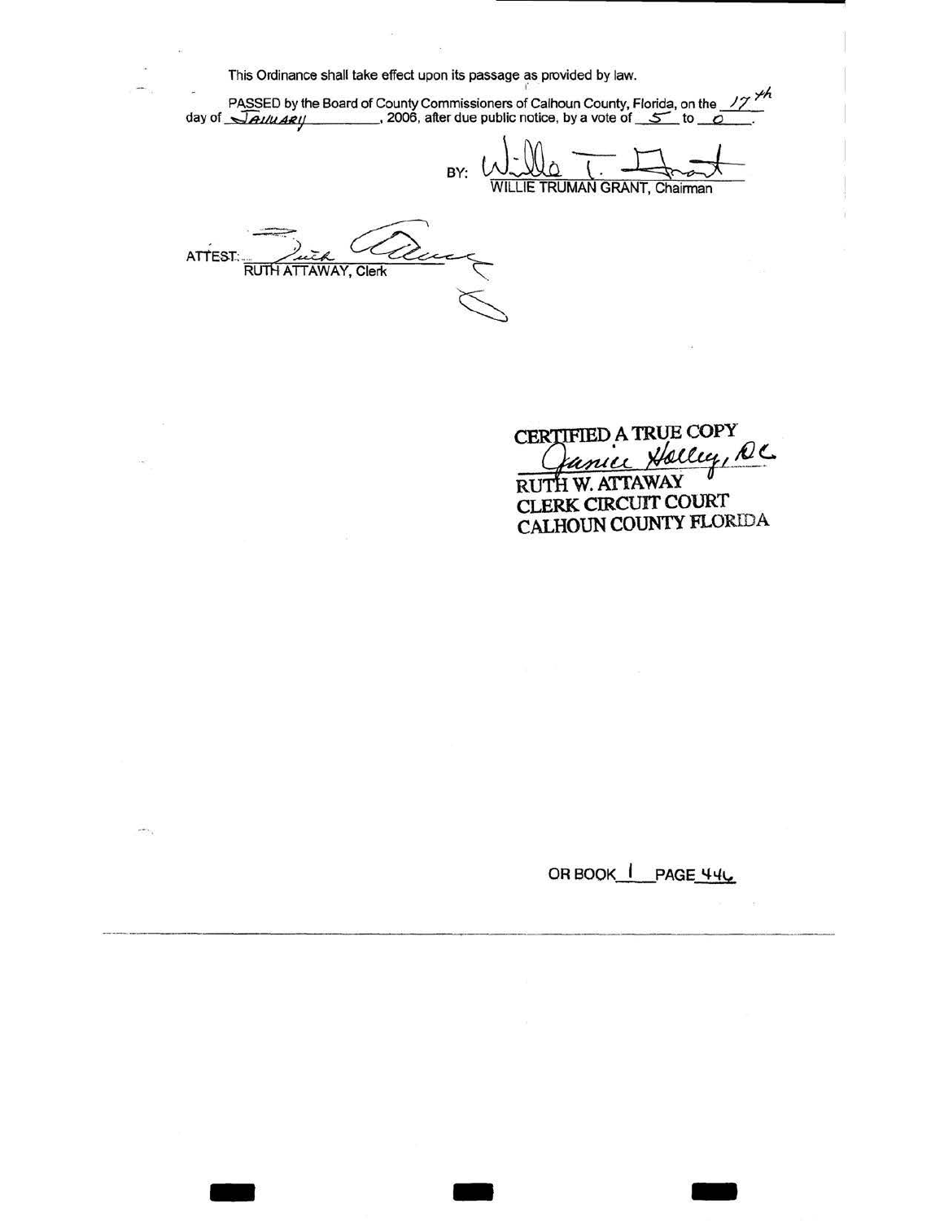This Ordinance shall take effect upon its passage as provided by law.

PASSED by the Board of County Commissioners of Calhoun County, Florida, on the 17th day of January, 2006, after due public notice, by a vote of 5 to 0.

BY: _______________________
WILLIE TRUMAN GRANT, Chairman

ATTEST: _______________________
RUTH ATTAWAY, Clerk

**CERTIFIED A TRUE COPY**
Janice Holley, DC
**RUTH W. ATTAWAY**
**CLERK CIRCUIT COURT**
**CALHOUN COUNTY FLORIDA**

OR BOOK 1 PAGE 446